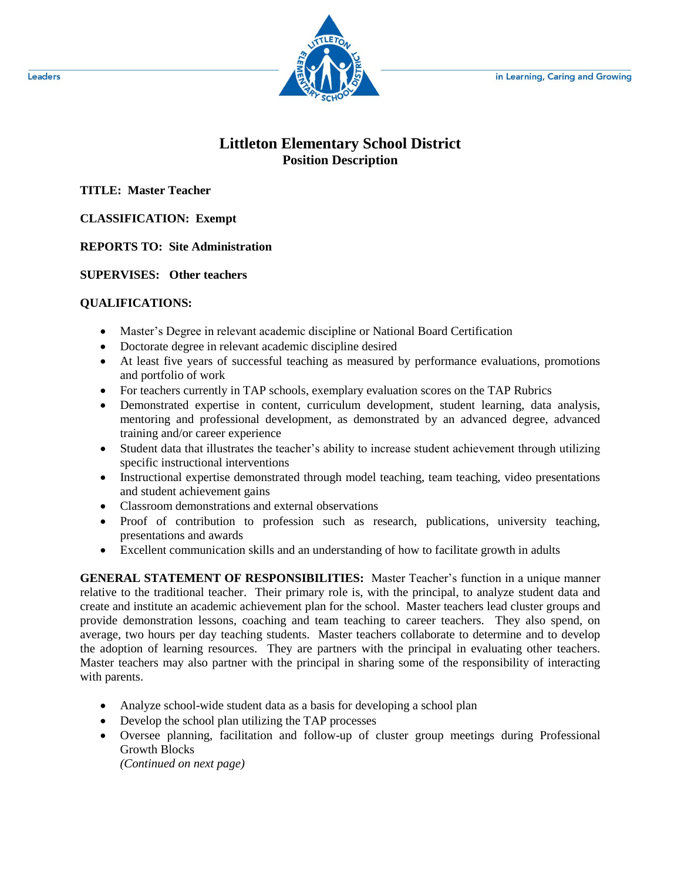Leaders in Learning, Caring and Growing

# Littleton Elementary School District

## Position Description

**TITLE: Master Teacher**

**CLASSIFICATION: Exempt**

**REPORTS TO: Site Administration**

**SUPERVISES: Other teachers**

**QUALIFICATIONS:**

- Master's Degree in relevant academic discipline or National Board Certification
- Doctorate degree in relevant academic discipline desired
- At least five years of successful teaching as measured by performance evaluations, promotions and portfolio of work
- For teachers currently in TAP schools, exemplary evaluation scores on the TAP Rubrics
- Demonstrated expertise in content, curriculum development, student learning, data analysis, mentoring and professional development, as demonstrated by an advanced degree, advanced training and/or career experience
- Student data that illustrates the teacher's ability to increase student achievement through utilizing specific instructional interventions
- Instructional expertise demonstrated through model teaching, team teaching, video presentations and student achievement gains
- Classroom demonstrations and external observations
- Proof of contribution to profession such as research, publications, university teaching, presentations and awards
- Excellent communication skills and an understanding of how to facilitate growth in adults

**GENERAL STATEMENT OF RESPONSIBILITIES:** Master Teacher's function in a unique manner relative to the traditional teacher. Their primary role is, with the principal, to analyze student data and create and institute an academic achievement plan for the school. Master teachers lead cluster groups and provide demonstration lessons, coaching and team teaching to career teachers. They also spend, on average, two hours per day teaching students. Master teachers collaborate to determine and to develop the adoption of learning resources. They are partners with the principal in evaluating other teachers. Master teachers may also partner with the principal in sharing some of the responsibility of interacting with parents.

- Analyze school-wide student data as a basis for developing a school plan
- Develop the school plan utilizing the TAP processes
- Oversee planning, facilitation and follow-up of cluster group meetings during Professional Growth Blocks
  *(Continued on next page)*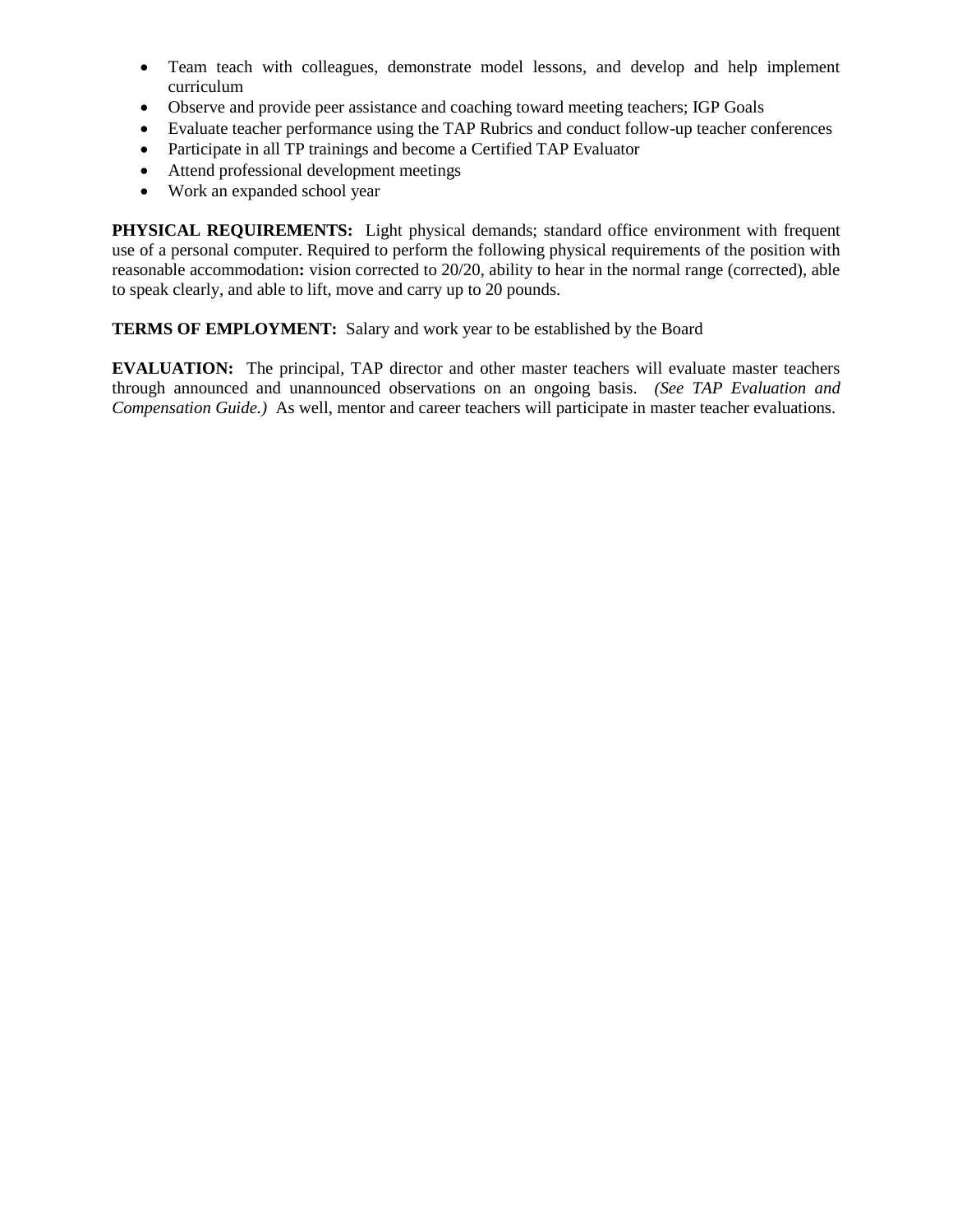- Team teach with colleagues, demonstrate model lessons, and develop and help implement curriculum
- Observe and provide peer assistance and coaching toward meeting teachers; IGP Goals
- Evaluate teacher performance using the TAP Rubrics and conduct follow-up teacher conferences
- Participate in all TP trainings and become a Certified TAP Evaluator
- Attend professional development meetings
- Work an expanded school year

**PHYSICAL REQUIREMENTS:** Light physical demands; standard office environment with frequent use of a personal computer. Required to perform the following physical requirements of the position with reasonable accommodation**:** vision corrected to 20/20, ability to hear in the normal range (corrected), able to speak clearly, and able to lift, move and carry up to 20 pounds.

**TERMS OF EMPLOYMENT:** Salary and work year to be established by the Board

**EVALUATION:** The principal, TAP director and other master teachers will evaluate master teachers through announced and unannounced observations on an ongoing basis. *(See TAP Evaluation and Compensation Guide.)* As well, mentor and career teachers will participate in master teacher evaluations.